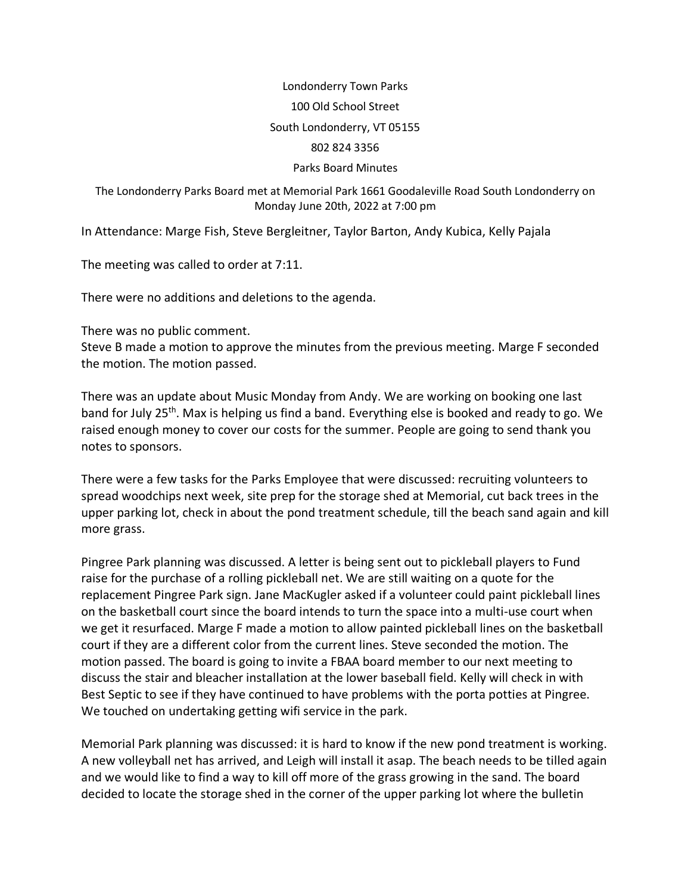Londonderry Town Parks

100 Old School Street

South Londonderry, VT 05155

802 824 3356

Parks Board Minutes

The Londonderry Parks Board met at Memorial Park 1661 Goodaleville Road South Londonderry on Monday June 20th, 2022 at 7:00 pm

In Attendance: Marge Fish, Steve Bergleitner, Taylor Barton, Andy Kubica, Kelly Pajala

The meeting was called to order at 7:11.

There were no additions and deletions to the agenda.

There was no public comment.
Steve B made a motion to approve the minutes from the previous meeting. Marge F seconded the motion. The motion passed.

There was an update about Music Monday from Andy. We are working on booking one last band for July 25th. Max is helping us find a band. Everything else is booked and ready to go. We raised enough money to cover our costs for the summer. People are going to send thank you notes to sponsors.

There were a few tasks for the Parks Employee that were discussed: recruiting volunteers to spread woodchips next week, site prep for the storage shed at Memorial, cut back trees in the upper parking lot, check in about the pond treatment schedule, till the beach sand again and kill more grass.

Pingree Park planning was discussed. A letter is being sent out to pickleball players to Fund raise for the purchase of a rolling pickleball net. We are still waiting on a quote for the replacement Pingree Park sign. Jane MacKugler asked if a volunteer could paint pickleball lines on the basketball court since the board intends to turn the space into a multi-use court when we get it resurfaced. Marge F made a motion to allow painted pickleball lines on the basketball court if they are a different color from the current lines. Steve seconded the motion. The motion passed. The board is going to invite a FBAA board member to our next meeting to discuss the stair and bleacher installation at the lower baseball field. Kelly will check in with Best Septic to see if they have continued to have problems with the porta potties at Pingree. We touched on undertaking getting wifi service in the park.

Memorial Park planning was discussed: it is hard to know if the new pond treatment is working. A new volleyball net has arrived, and Leigh will install it asap. The beach needs to be tilled again and we would like to find a way to kill off more of the grass growing in the sand. The board decided to locate the storage shed in the corner of the upper parking lot where the bulletin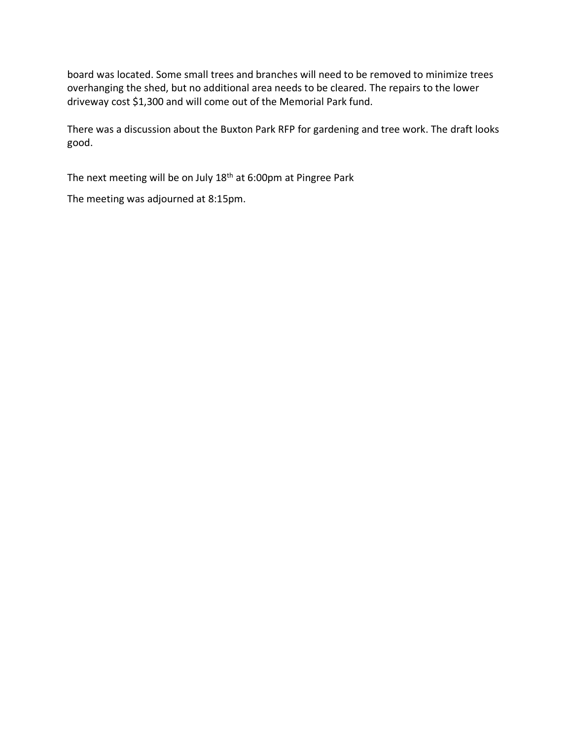board was located. Some small trees and branches will need to be removed to minimize trees overhanging the shed, but no additional area needs to be cleared. The repairs to the lower driveway cost $1,300 and will come out of the Memorial Park fund.

There was a discussion about the Buxton Park RFP for gardening and tree work. The draft looks good.

The next meeting will be on July 18th at 6:00pm at Pingree Park

The meeting was adjourned at 8:15pm.